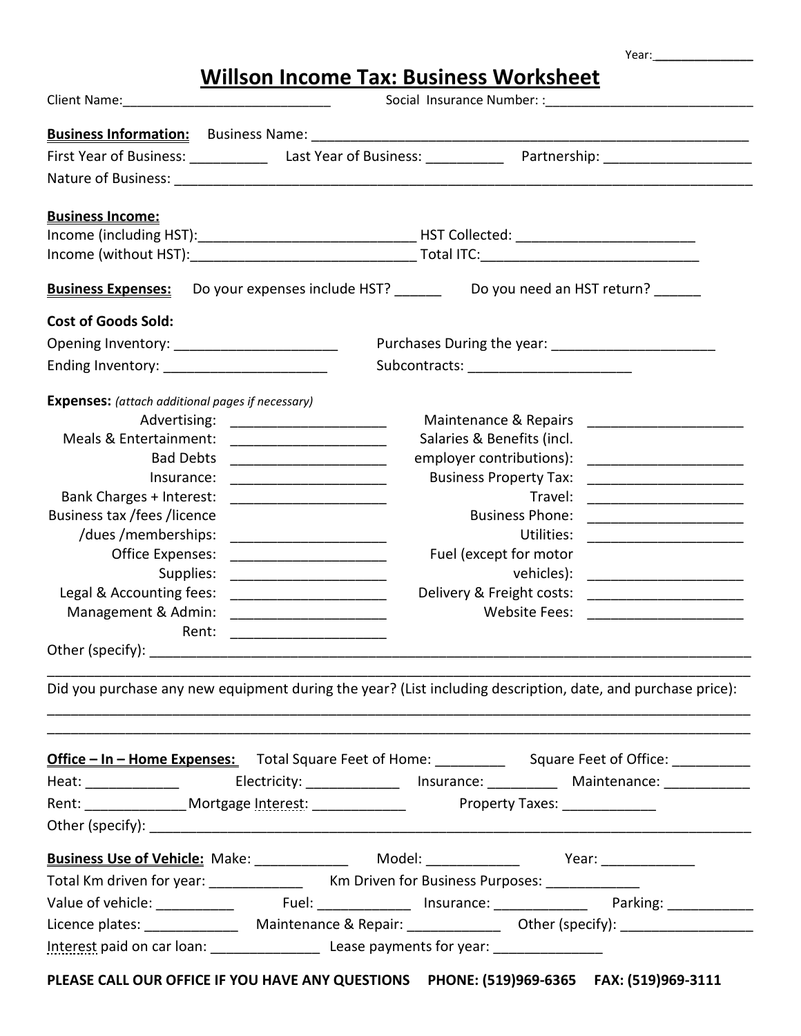Year: _______________

# Willson Income Tax: Business Worksheet

Client Name: ______________________________ Social Insurance Number: : ______________________________

**Business Information:** Business Name: ______________________________________________________________

First Year of Business: __________ Last Year of Business: __________ Partnership: ____________________

Nature of Business: ____________________________________________________________________________

**Business Income:**

Income (including HST): ____________________________ HST Collected: ________________________

Income (without HST): ______________________________ Total ITC: ______________________________

**Business Expenses:** Do your expenses include HST? ______ Do you need an HST return? ______

**Cost of Goods Sold:**

Opening Inventory: ______________________ Purchases During the year: ______________________

Ending Inventory: ______________________ Subcontracts: ______________________

**Expenses:** *(attach additional pages if necessary)*

| | | | |
|---|---|---|---|
| Advertising: | ____________________ | Maintenance & Repairs | ____________________ |
| Meals & Entertainment: | ____________________ | Salaries & Benefits (incl. employer contributions): | ____________________ |
| Bad Debts | ____________________ | Business Property Tax: | ____________________ |
| Insurance: | ____________________ | Travel: | ____________________ |
| Bank Charges + Interest: | ____________________ | Business Phone: | ____________________ |
| Business tax /fees /licence /dues /memberships: | ____________________ | Utilities: | ____________________ |
| Office Expenses: | ____________________ | Fuel (except for motor vehicles): | ____________________ |
| Supplies: | ____________________ | Delivery & Freight costs: | ____________________ |
| Legal & Accounting fees: | ____________________ | Website Fees: | ____________________ |
| Management & Admin: | ____________________ | | |
| Rent: | ____________________ | | |

Other (specify): _______________________________________________________________________________

_______________________________________________________________________________________________

Did you purchase any new equipment during the year? (List including description, date, and purchase price):

_______________________________________________________________________________________________

_______________________________________________________________________________________________

**Office – In – Home Expenses:** Total Square Feet of Home: _________ Square Feet of Office: __________

Heat: ____________ Electricity: ____________ Insurance: _________ Maintenance: ___________

Rent: _____________ Mortgage Interest: ____________ Property Taxes: ____________

Other (specify): _______________________________________________________________________________

**Business Use of Vehicle:** Make: ____________ Model: ____________ Year: ____________

Total Km driven for year: ____________ Km Driven for Business Purposes: ____________

Value of vehicle: __________ Fuel: ____________ Insurance: ____________ Parking: ___________

Licence plates: ____________ Maintenance & Repair: ____________ Other (specify): _________________

Interest paid on car loan: ______________ Lease payments for year: ______________

**PLEASE CALL OUR OFFICE IF YOU HAVE ANY QUESTIONS PHONE: (519)969-6365 FAX: (519)969-3111**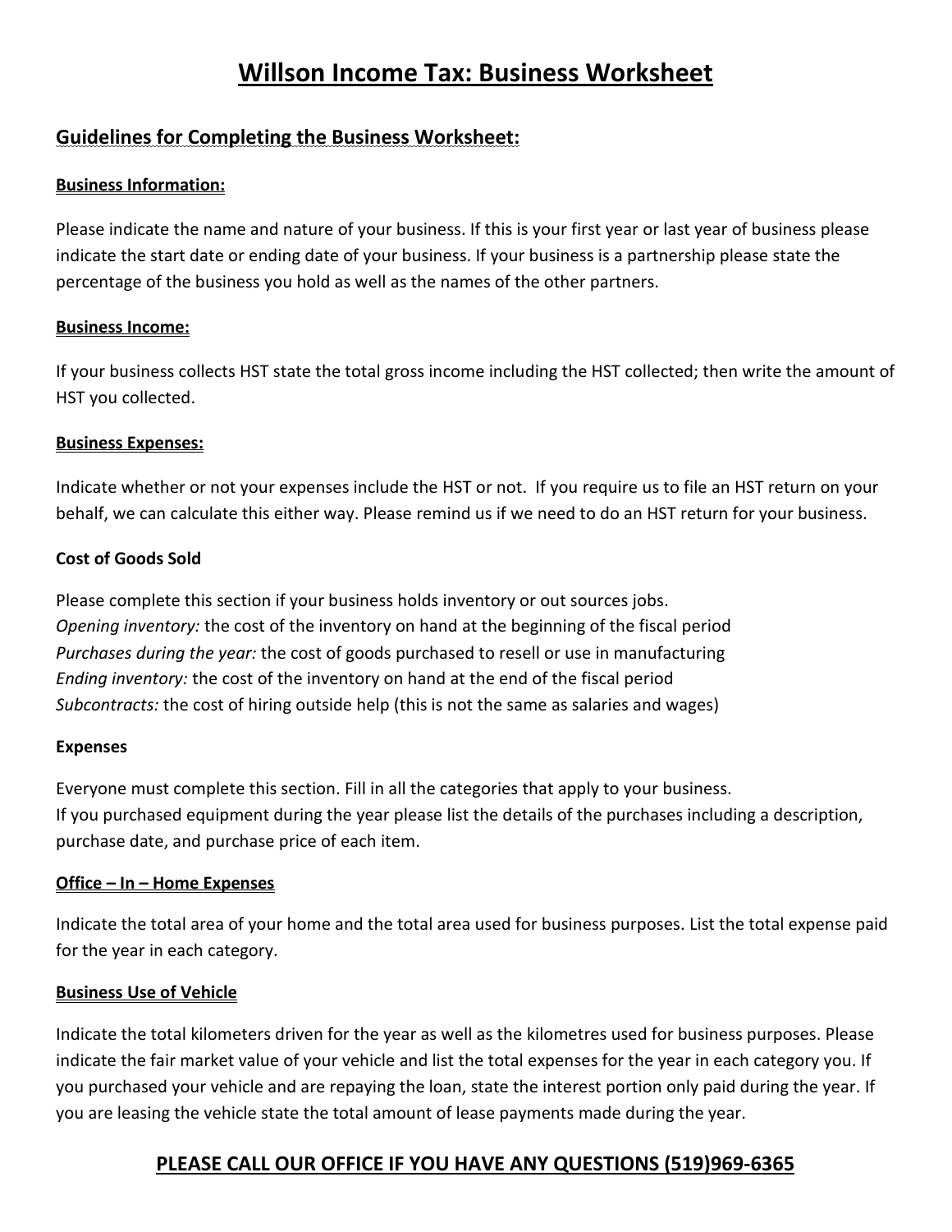# Willson Income Tax: Business Worksheet

## Guidelines for Completing the Business Worksheet:

### Business Information:

Please indicate the name and nature of your business. If this is your first year or last year of business please indicate the start date or ending date of your business. If your business is a partnership please state the percentage of the business you hold as well as the names of the other partners.

### Business Income:

If your business collects HST state the total gross income including the HST collected; then write the amount of HST you collected.

### Business Expenses:

Indicate whether or not your expenses include the HST or not. If you require us to file an HST return on your behalf, we can calculate this either way. Please remind us if we need to do an HST return for your business.

**Cost of Goods Sold**

Please complete this section if your business holds inventory or out sources jobs.
*Opening inventory:* the cost of the inventory on hand at the beginning of the fiscal period
*Purchases during the year:* the cost of goods purchased to resell or use in manufacturing
*Ending inventory:* the cost of the inventory on hand at the end of the fiscal period
*Subcontracts:* the cost of hiring outside help (this is not the same as salaries and wages)

**Expenses**

Everyone must complete this section. Fill in all the categories that apply to your business.
If you purchased equipment during the year please list the details of the purchases including a description, purchase date, and purchase price of each item.

### Office – In – Home Expenses

Indicate the total area of your home and the total area used for business purposes. List the total expense paid for the year in each category.

### Business Use of Vehicle

Indicate the total kilometers driven for the year as well as the kilometres used for business purposes. Please indicate the fair market value of your vehicle and list the total expenses for the year in each category you. If you purchased your vehicle and are repaying the loan, state the interest portion only paid during the year. If you are leasing the vehicle state the total amount of lease payments made during the year.

## PLEASE CALL OUR OFFICE IF YOU HAVE ANY QUESTIONS (519)969-6365